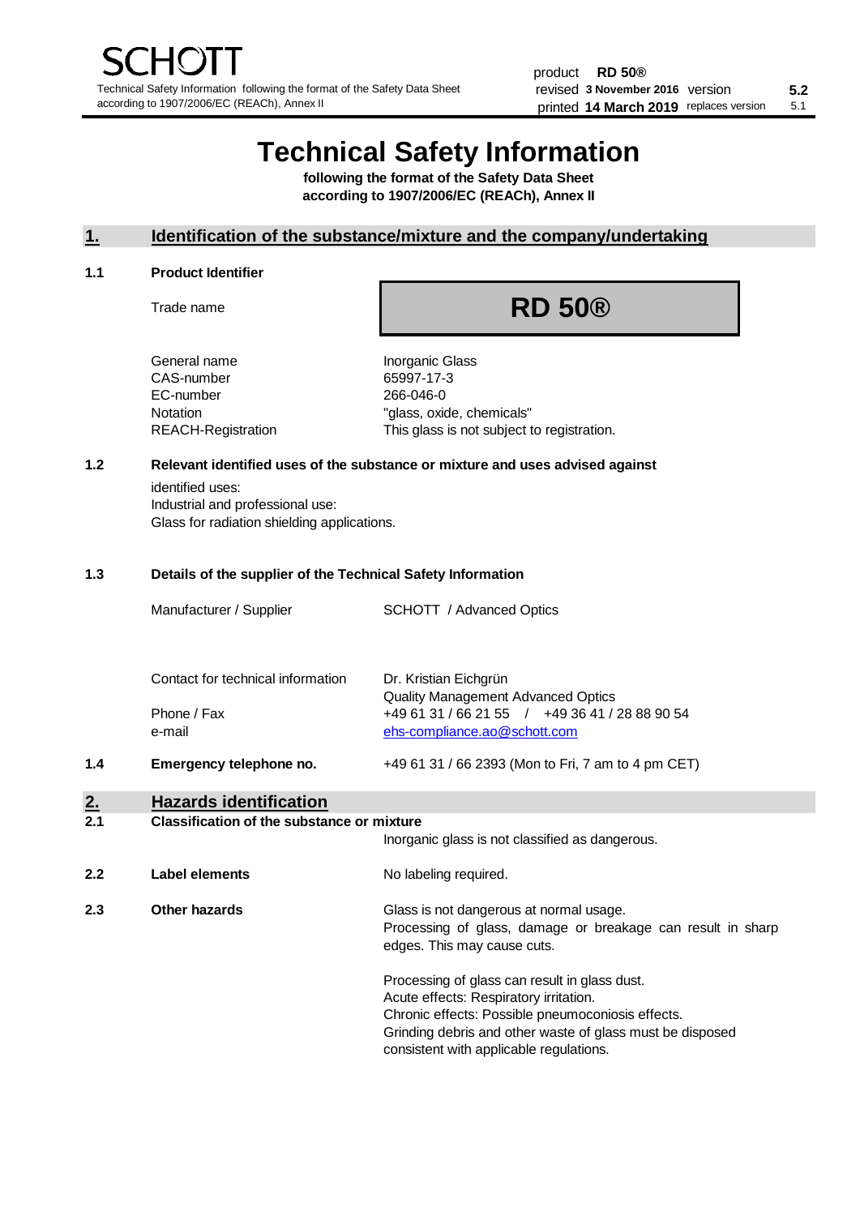# Technical Safety Information

**following the format of the Safety Data Sheet according to 1907/2006/EC (REACh), Annex II**

## 1. Identification of the substance/mixture and the company/undertaking

### 1.1 Product Identifier

| | |
|---|---|
| Trade name | **RD 50®** |
| General name | Inorganic Glass |
| CAS-number | 65997-17-3 |
| EC-number | 266-046-0 |
| Notation | "glass, oxide, chemicals" |
| REACH-Registration | This glass is not subject to registration. |

### 1.2 Relevant identified uses of the substance or mixture and uses advised against

identified uses:
Industrial and professional use:
Glass for radiation shielding applications.

### 1.3 Details of the supplier of the Technical Safety Information

| | |
|---|---|
| Manufacturer / Supplier | SCHOTT / Advanced Optics |
| Contact for technical information | Dr. Kristian Eichgrün<br>Quality Management Advanced Optics |
| Phone / Fax | +49 61 31 / 66 21 55 / +49 36 41 / 28 88 90 54 |
| e-mail | ehs-compliance.ao@schott.com |

### 1.4 Emergency telephone no.

+49 61 31 / 66 2393 (Mon to Fri, 7 am to 4 pm CET)

## 2. Hazards identification

### 2.1 Classification of the substance or mixture

Inorganic glass is not classified as dangerous.

### 2.2 Label elements

No labeling required.

### 2.3 Other hazards

Glass is not dangerous at normal usage.
Processing of glass, damage or breakage can result in sharp edges. This may cause cuts.

Processing of glass can result in glass dust.
Acute effects: Respiratory irritation.
Chronic effects: Possible pneumoconiosis effects.
Grinding debris and other waste of glass must be disposed consistent with applicable regulations.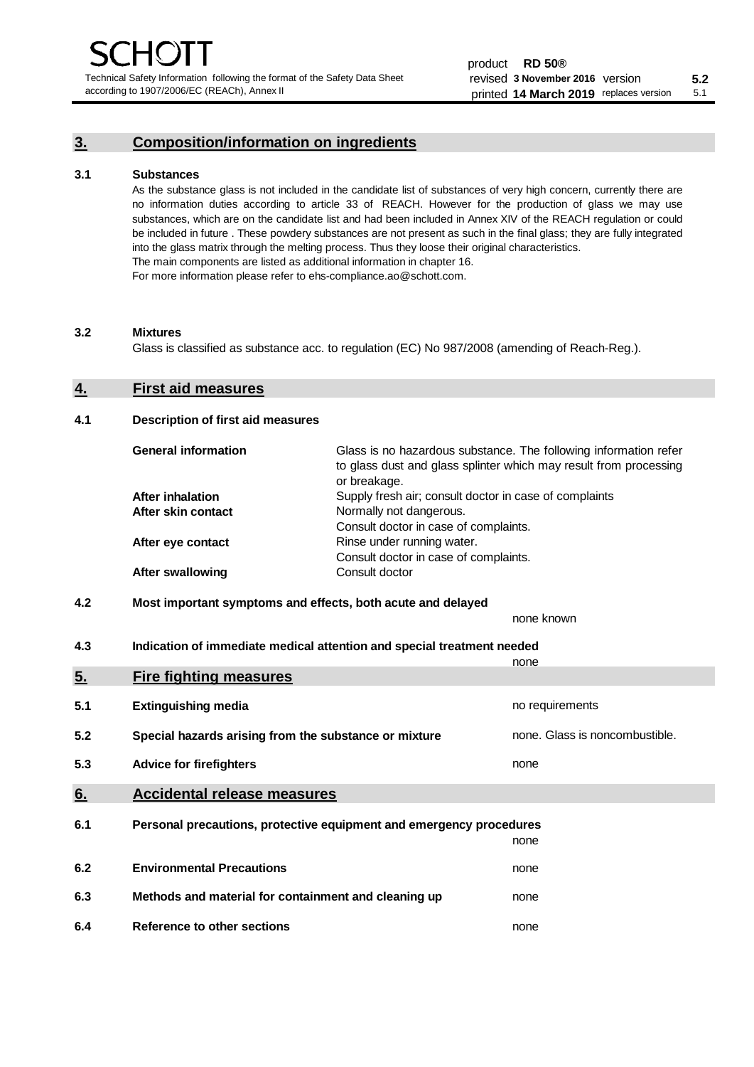## 3. Composition/information on ingredients

### 3.1 Substances

As the substance glass is not included in the candidate list of substances of very high concern, currently there are no information duties according to article 33 of REACH. However for the production of glass we may use substances, which are on the candidate list and had been included in Annex XIV of the REACH regulation or could be included in future . These powdery substances are not present as such in the final glass; they are fully integrated into the glass matrix through the melting process. Thus they loose their original characteristics.
The main components are listed as additional information in chapter 16.
For more information please refer to ehs-compliance.ao@schott.com.

### 3.2 Mixtures

Glass is classified as substance acc. to regulation (EC) No 987/2008 (amending of Reach-Reg.).

## 4. First aid measures

### 4.1 Description of first aid measures

| | |
|---|---|
| **General information** | Glass is no hazardous substance. The following information refer to glass dust and glass splinter which may result from processing or breakage. |
| **After inhalation** | Supply fresh air; consult doctor in case of complaints |
| **After skin contact** | Normally not dangerous. Consult doctor in case of complaints. |
| **After eye contact** | Rinse under running water. Consult doctor in case of complaints. |
| **After swallowing** | Consult doctor |

### 4.2 Most important symptoms and effects, both acute and delayed

none known

### 4.3 Indication of immediate medical attention and special treatment needed

none

## 5. Fire fighting measures

| | | |
|---|---|---|
| **5.1** | **Extinguishing media** | no requirements |
| **5.2** | **Special hazards arising from the substance or mixture** | none. Glass is noncombustible. |
| **5.3** | **Advice for firefighters** | none |

## 6. Accidental release measures

| | | |
|---|---|---|
| **6.1** | **Personal precautions, protective equipment and emergency procedures** | none |
| **6.2** | **Environmental Precautions** | none |
| **6.3** | **Methods and material for containment and cleaning up** | none |
| **6.4** | **Reference to other sections** | none |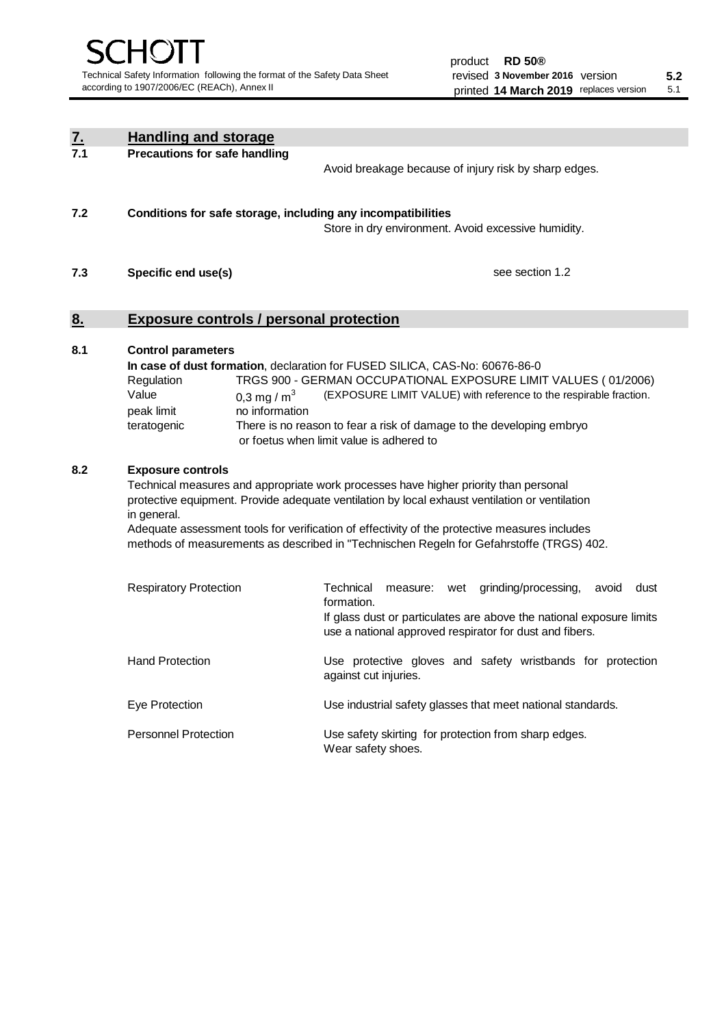## 7. Handling and storage

### 7.1 Precautions for safe handling

Avoid breakage because of injury risk by sharp edges.

### 7.2 Conditions for safe storage, including any incompatibilities

Store in dry environment. Avoid excessive humidity.

### 7.3 Specific end use(s)

see section 1.2

## 8. Exposure controls / personal protection

### 8.1 Control parameters

**In case of dust formation**, declaration for FUSED SILICA, CAS-No: 60676-86-0

| | |
|---|---|
| Regulation | TRGS 900 - GERMAN OCCUPATIONAL EXPOSURE LIMIT VALUES ( 01/2006) |
| Value | 0,3 mg / $m^3$ (EXPOSURE LIMIT VALUE) with reference to the respirable fraction. |
| peak limit | no information |
| teratogenic | There is no reason to fear a risk of damage to the developing embryo or foetus when limit value is adhered to |

### 8.2 Exposure controls

Technical measures and appropriate work processes have higher priority than personal protective equipment. Provide adequate ventilation by local exhaust ventilation or ventilation in general.

Adequate assessment tools for verification of effectivity of the protective measures includes methods of measurements as described in "Technischen Regeln for Gefahrstoffe (TRGS) 402.

| | |
|---|---|
| Respiratory Protection | Technical measure: wet grinding/processing, avoid dust formation. If glass dust or particulates are above the national exposure limits use a national approved respirator for dust and fibers. |
| Hand Protection | Use protective gloves and safety wristbands for protection against cut injuries. |
| Eye Protection | Use industrial safety glasses that meet national standards. |
| Personnel Protection | Use safety skirting for protection from sharp edges. Wear safety shoes. |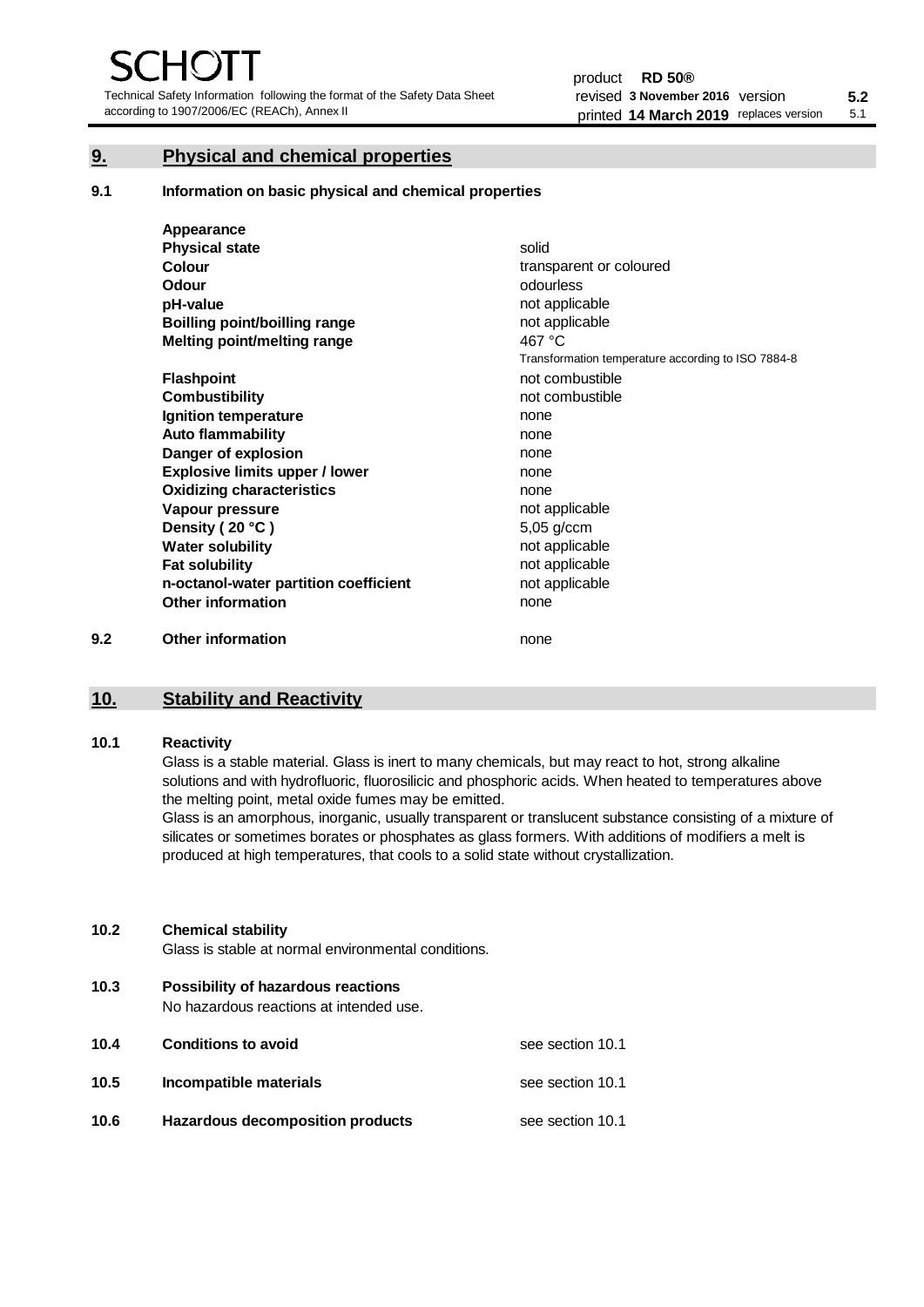## 9. Physical and chemical properties

### 9.1 Information on basic physical and chemical properties

| | |
|---|---|
| **Appearance** | |
| **Physical state** | solid |
| **Colour** | transparent or coloured |
| **Odour** | odourless |
| **pH-value** | not applicable |
| **Boilling point/boilling range** | not applicable |
| **Melting point/melting range** | 467 °C<br>Transformation temperature according to ISO 7884-8 |
| **Flashpoint** | not combustible |
| **Combustibility** | not combustible |
| **Ignition temperature** | none |
| **Auto flammability** | none |
| **Danger of explosion** | none |
| **Explosive limits upper / lower** | none |
| **Oxidizing characteristics** | none |
| **Vapour pressure** | not applicable |
| **Density ( 20 °C )** | 5,05 g/ccm |
| **Water solubility** | not applicable |
| **Fat solubility** | not applicable |
| **n-octanol-water partition coefficient** | not applicable |
| **Other information** | none |

### 9.2 Other information

none

## 10. Stability and Reactivity

### 10.1 Reactivity

Glass is a stable material. Glass is inert to many chemicals, but may react to hot, strong alkaline solutions and with hydrofluoric, fluorosilicic and phosphoric acids. When heated to temperatures above the melting point, metal oxide fumes may be emitted.
Glass is an amorphous, inorganic, usually transparent or translucent substance consisting of a mixture of silicates or sometimes borates or phosphates as glass formers. With additions of modifiers a melt is produced at high temperatures, that cools to a solid state without crystallization.

### 10.2 Chemical stability

Glass is stable at normal environmental conditions.

### 10.3 Possibility of hazardous reactions

No hazardous reactions at intended use.

### 10.4 Conditions to avoid

see section 10.1

### 10.5 Incompatible materials

see section 10.1

### 10.6 Hazardous decomposition products

see section 10.1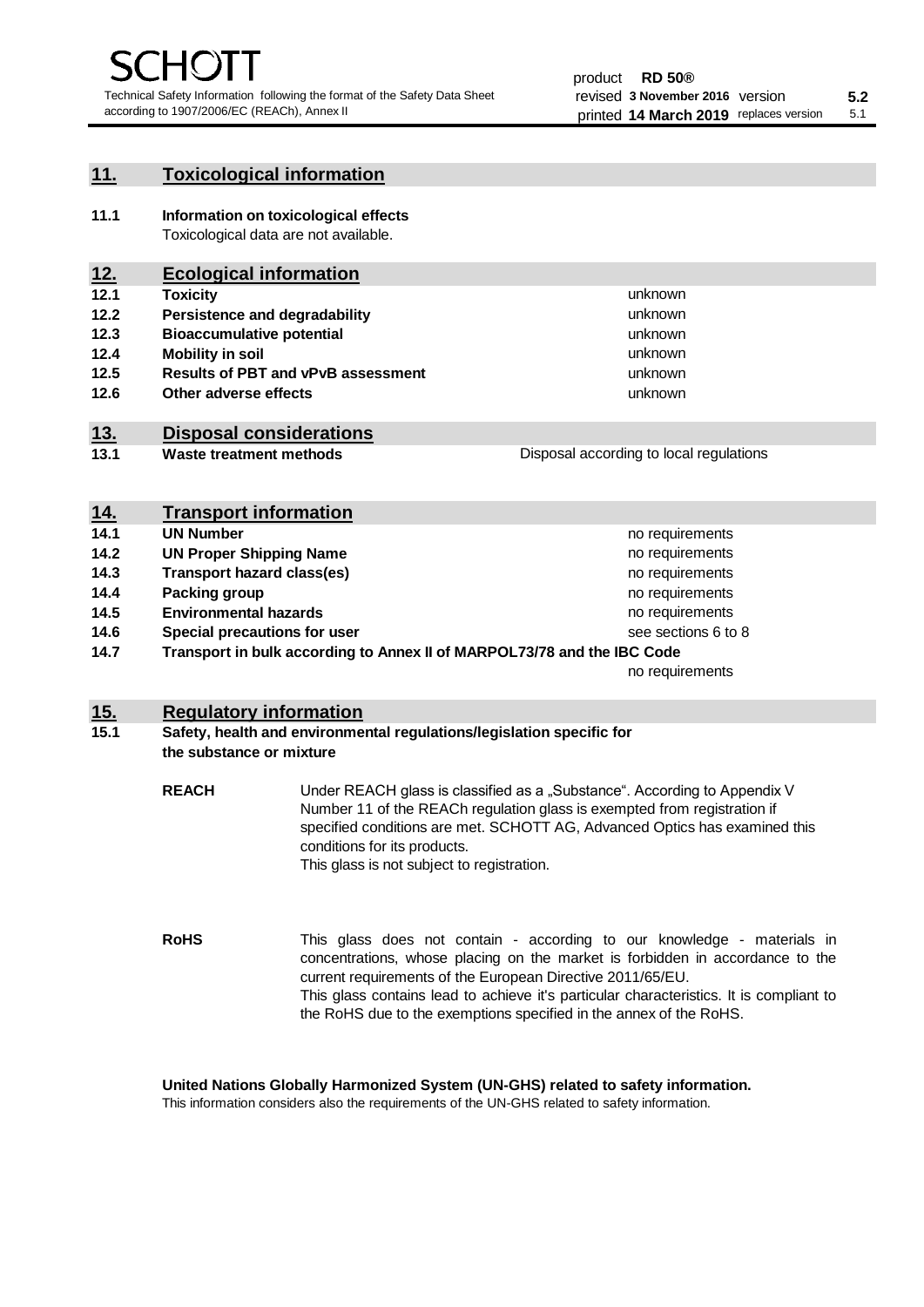## 11. Toxicological information

**11.1 Information on toxicological effects**

Toxicological data are not available.

## 12. Ecological information

| | | |
|---|---|---|
| **12.1** | **Toxicity** | unknown |
| **12.2** | **Persistence and degradability** | unknown |
| **12.3** | **Bioaccumulative potential** | unknown |
| **12.4** | **Mobility in soil** | unknown |
| **12.5** | **Results of PBT and vPvB assessment** | unknown |
| **12.6** | **Other adverse effects** | unknown |

## 13. Disposal considerations

| | | |
|---|---|---|
| **13.1** | **Waste treatment methods** | Disposal according to local regulations |

## 14. Transport information

| | | |
|---|---|---|
| **14.1** | **UN Number** | no requirements |
| **14.2** | **UN Proper Shipping Name** | no requirements |
| **14.3** | **Transport hazard class(es)** | no requirements |
| **14.4** | **Packing group** | no requirements |
| **14.5** | **Environmental hazards** | no requirements |
| **14.6** | **Special precautions for user** | see sections 6 to 8 |
| **14.7** | **Transport in bulk according to Annex II of MARPOL73/78 and the IBC Code** | no requirements |

## 15. Regulatory information

**15.1 Safety, health and environmental regulations/legislation specific for the substance or mixture**

**REACH** Under REACH glass is classified as a „Substance". According to Appendix V Number 11 of the REACh regulation glass is exempted from registration if specified conditions are met. SCHOTT AG, Advanced Optics has examined this conditions for its products.
This glass is not subject to registration.

**RoHS** This glass does not contain - according to our knowledge - materials in concentrations, whose placing on the market is forbidden in accordance to the current requirements of the European Directive 2011/65/EU.
This glass contains lead to achieve it's particular characteristics. It is compliant to the RoHS due to the exemptions specified in the annex of the RoHS.

**United Nations Globally Harmonized System (UN-GHS) related to safety information.**

This information considers also the requirements of the UN-GHS related to safety information.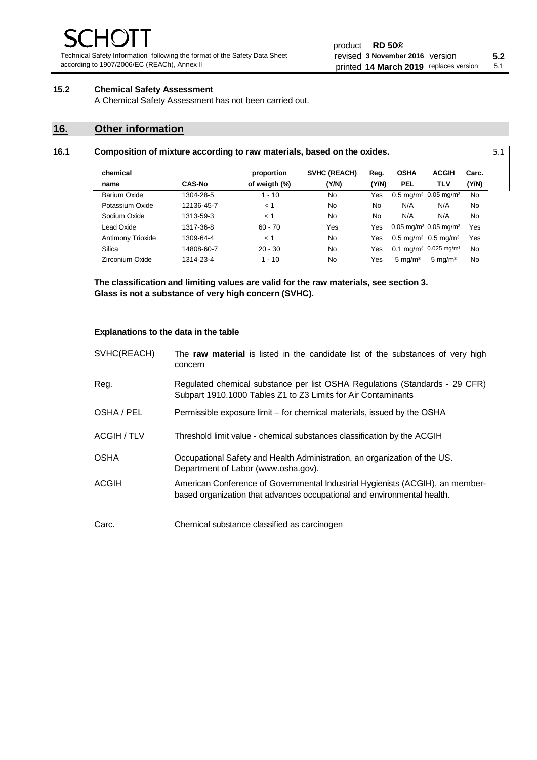### 15.2 Chemical Safety Assessment

A Chemical Safety Assessment has not been carried out.

## 16. Other information

### 16.1 Composition of mixture according to raw materials, based on the oxides.

5.1

| chemical name | CAS-No | proportion of weigth (%) | SVHC (REACH) (Y/N) | Reg. (Y/N) | OSHA PEL | ACGIH TLV | Carc. (Y/N) |
|---|---|---|---|---|---|---|---|
| Barium Oxide | 1304-28-5 | 1 - 10 | No | Yes | 0.5 mg/m³ | 0.05 mg/m³ | No |
| Potassium Oxide | 12136-45-7 | < 1 | No | No | N/A | N/A | No |
| Sodium Oxide | 1313-59-3 | < 1 | No | No | N/A | N/A | No |
| Lead Oxide | 1317-36-8 | 60 - 70 | Yes | Yes | 0.05 mg/m³ | 0.05 mg/m³ | Yes |
| Antimony Trioxide | 1309-64-4 | < 1 | No | Yes | 0.5 mg/m³ | 0.5 mg/m³ | Yes |
| Silica | 14808-60-7 | 20 - 30 | No | Yes | 0.1 mg/m³ | 0.025 mg/m³ | No |
| Zirconium Oxide | 1314-23-4 | 1 - 10 | No | Yes | 5 mg/m³ | 5 mg/m³ | No |

**The classification and limiting values are valid for the raw materials, see section 3.**
**Glass is not a substance of very high concern (SVHC).**

**Explanations to the data in the table**

| | |
|---|---|
| SVHC(REACH) | The **raw material** is listed in the candidate list of the substances of very high concern |
| Reg. | Regulated chemical substance per list OSHA Regulations (Standards - 29 CFR) Subpart 1910.1000 Tables Z1 to Z3 Limits for Air Contaminants |
| OSHA / PEL | Permissible exposure limit – for chemical materials, issued by the OSHA |
| ACGIH / TLV | Threshold limit value - chemical substances classification by the ACGIH |
| OSHA | Occupational Safety and Health Administration, an organization of the US. Department of Labor (www.osha.gov). |
| ACGIH | American Conference of Governmental Industrial Hygienists (ACGIH), an member-based organization that advances occupational and environmental health. |
| Carc. | Chemical substance classified as carcinogen |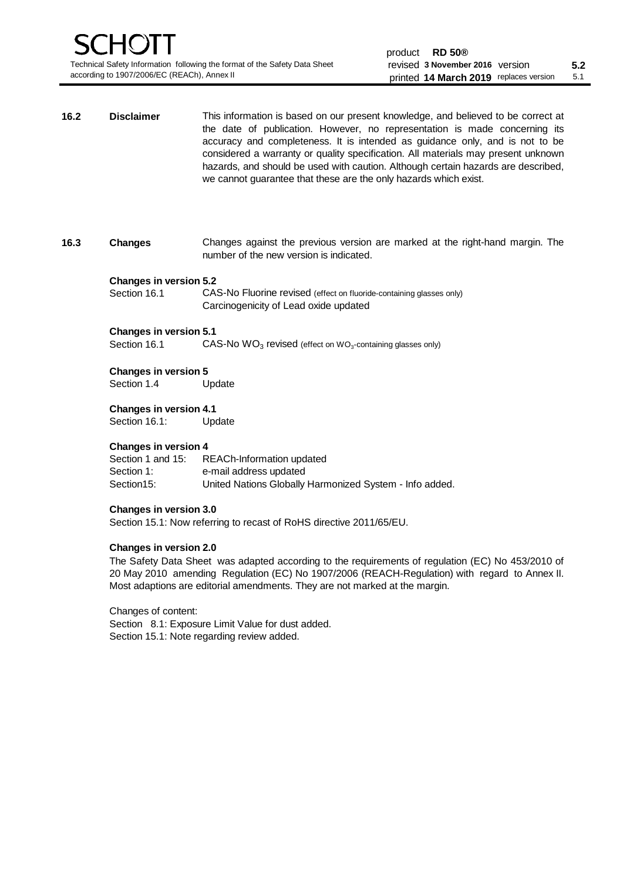**16.2 Disclaimer**

This information is based on our present knowledge, and believed to be correct at the date of publication. However, no representation is made concerning its accuracy and completeness. It is intended as guidance only, and is not to be considered a warranty or quality specification. All materials may present unknown hazards, and should be used with caution. Although certain hazards are described, we cannot guarantee that these are the only hazards which exist.

**16.3 Changes**

Changes against the previous version are marked at the right-hand margin. The number of the new version is indicated.

**Changes in version 5.2**

Section 16.1 CAS-No Fluorine revised (effect on fluoride-containing glasses only)
Carcinogenicity of Lead oxide updated

**Changes in version 5.1**

Section 16.1 CAS-No $WO_3$ revised (effect on $WO_3$-containing glasses only)

**Changes in version 5**

Section 1.4 Update

**Changes in version 4.1**

Section 16.1: Update

**Changes in version 4**

Section 1 and 15: REACh-Information updated
Section 1: e-mail address updated
Section15: United Nations Globally Harmonized System - Info added.

**Changes in version 3.0**

Section 15.1: Now referring to recast of RoHS directive 2011/65/EU.

**Changes in version 2.0**

The Safety Data Sheet was adapted according to the requirements of regulation (EC) No 453/2010 of 20 May 2010 amending Regulation (EC) No 1907/2006 (REACH-Regulation) with regard to Annex II. Most adaptions are editorial amendments. They are not marked at the margin.

Changes of content:
Section 8.1: Exposure Limit Value for dust added.
Section 15.1: Note regarding review added.